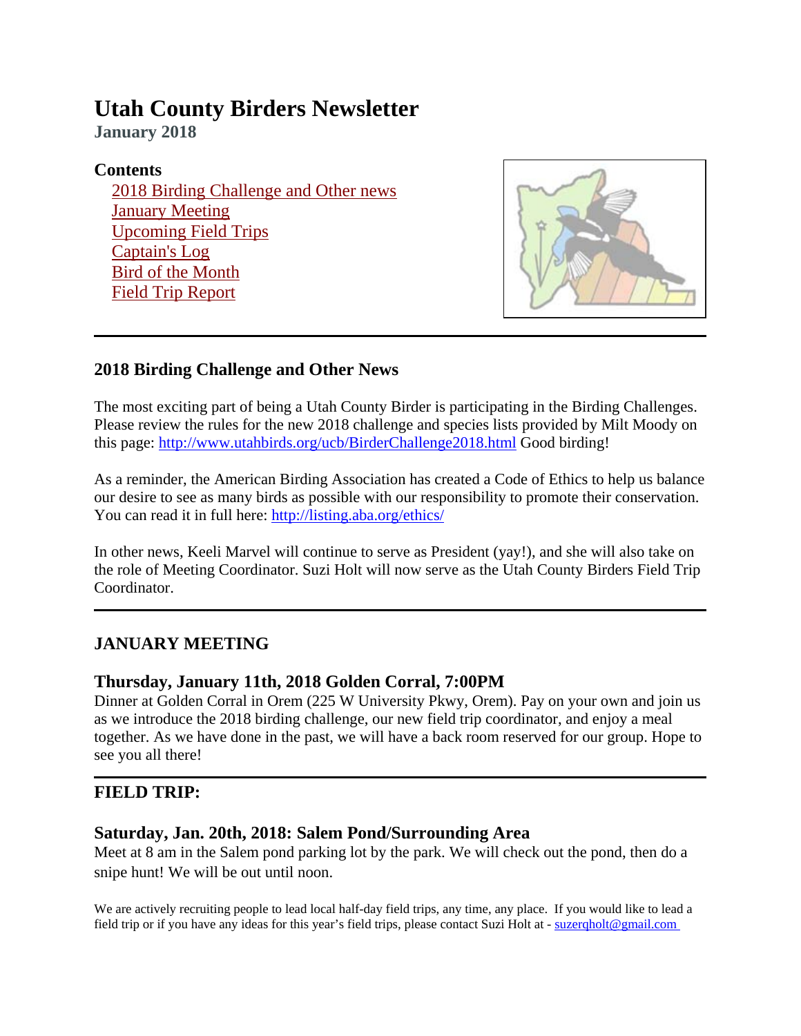# Utah County Birders Newsletter

**January 2018**

**Contents**

- 2018 Birding Challenge and Other news
- January Meeting
- Upcoming Field Trips
- Captain's Log
- Bird of the Month
- Field Trip Report

---

## 2018 Birding Challenge and Other News

The most exciting part of being a Utah County Birder is participating in the Birding Challenges. Please review the rules for the new 2018 challenge and species lists provided by Milt Moody on this page: http://www.utahbirds.org/ucb/BirderChallenge2018.html Good birding!

As a reminder, the American Birding Association has created a Code of Ethics to help us balance our desire to see as many birds as possible with our responsibility to promote their conservation. You can read it in full here: http://listing.aba.org/ethics/

In other news, Keeli Marvel will continue to serve as President (yay!), and she will also take on the role of Meeting Coordinator. Suzi Holt will now serve as the Utah County Birders Field Trip Coordinator.

---

## JANUARY MEETING

### Thursday, January 11th, 2018 Golden Corral, 7:00PM

Dinner at Golden Corral in Orem (225 W University Pkwy, Orem). Pay on your own and join us as we introduce the 2018 birding challenge, our new field trip coordinator, and enjoy a meal together. As we have done in the past, we will have a back room reserved for our group. Hope to see you all there!

---

## FIELD TRIP:

### Saturday, Jan. 20th, 2018: Salem Pond/Surrounding Area

Meet at 8 am in the Salem pond parking lot by the park. We will check out the pond, then do a snipe hunt! We will be out until noon.

We are actively recruiting people to lead local half-day field trips, any time, any place. If you would like to lead a field trip or if you have any ideas for this year's field trips, please contact Suzi Holt at - suzerqholt@gmail.com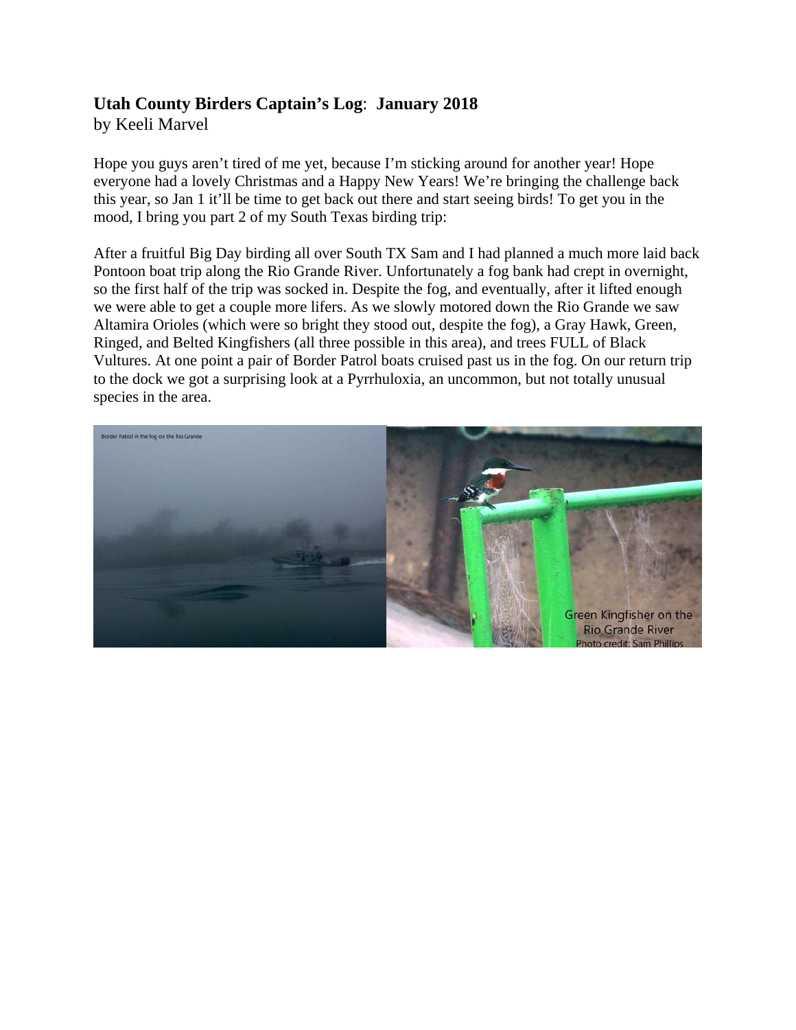**Utah County Birders Captain's Log**: **January 2018**
by Keeli Marvel

Hope you guys aren't tired of me yet, because I'm sticking around for another year! Hope everyone had a lovely Christmas and a Happy New Years! We're bringing the challenge back this year, so Jan 1 it'll be time to get back out there and start seeing birds! To get you in the mood, I bring you part 2 of my South Texas birding trip:

After a fruitful Big Day birding all over South TX Sam and I had planned a much more laid back Pontoon boat trip along the Rio Grande River. Unfortunately a fog bank had crept in overnight, so the first half of the trip was socked in. Despite the fog, and eventually, after it lifted enough we were able to get a couple more lifers. As we slowly motored down the Rio Grande we saw Altamira Orioles (which were so bright they stood out, despite the fog), a Gray Hawk, Green, Ringed, and Belted Kingfishers (all three possible in this area), and trees FULL of Black Vultures. At one point a pair of Border Patrol boats cruised past us in the fog. On our return trip to the dock we got a surprising look at a Pyrrhuloxia, an uncommon, but not totally unusual species in the area.

Border Patrol in the fog on the Rio Grande

Green Kingfisher on the Rio Grande River
Photo credit: Sam Phillips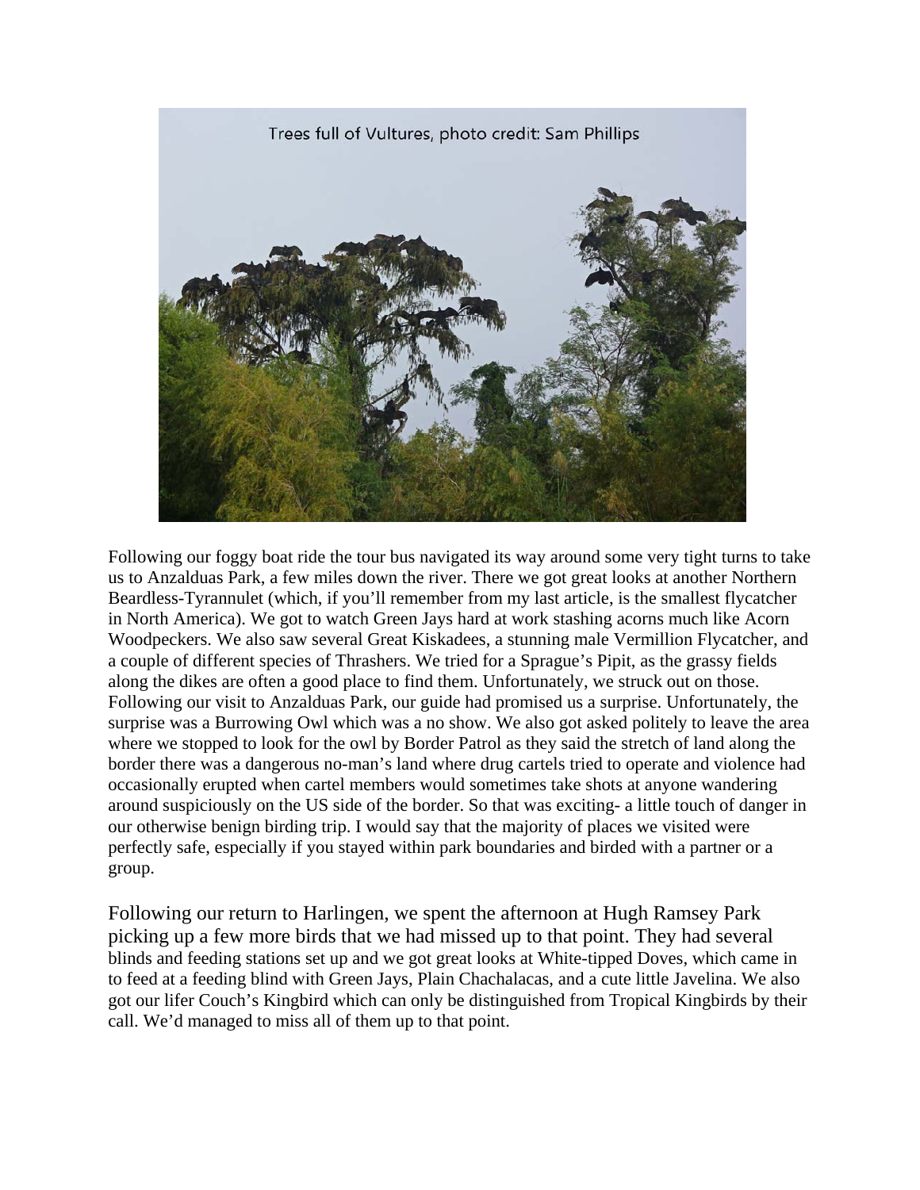Trees full of Vultures, photo credit: Sam Phillips

Following our foggy boat ride the tour bus navigated its way around some very tight turns to take us to Anzalduas Park, a few miles down the river. There we got great looks at another Northern Beardless-Tyrannulet (which, if you'll remember from my last article, is the smallest flycatcher in North America). We got to watch Green Jays hard at work stashing acorns much like Acorn Woodpeckers. We also saw several Great Kiskadees, a stunning male Vermillion Flycatcher, and a couple of different species of Thrashers. We tried for a Sprague's Pipit, as the grassy fields along the dikes are often a good place to find them. Unfortunately, we struck out on those. Following our visit to Anzalduas Park, our guide had promised us a surprise. Unfortunately, the surprise was a Burrowing Owl which was a no show. We also got asked politely to leave the area where we stopped to look for the owl by Border Patrol as they said the stretch of land along the border there was a dangerous no-man's land where drug cartels tried to operate and violence had occasionally erupted when cartel members would sometimes take shots at anyone wandering around suspiciously on the US side of the border. So that was exciting- a little touch of danger in our otherwise benign birding trip. I would say that the majority of places we visited were perfectly safe, especially if you stayed within park boundaries and birded with a partner or a group.

Following our return to Harlingen, we spent the afternoon at Hugh Ramsey Park picking up a few more birds that we had missed up to that point. They had several blinds and feeding stations set up and we got great looks at White-tipped Doves, which came in to feed at a feeding blind with Green Jays, Plain Chachalacas, and a cute little Javelina. We also got our lifer Couch's Kingbird which can only be distinguished from Tropical Kingbirds by their call. We'd managed to miss all of them up to that point.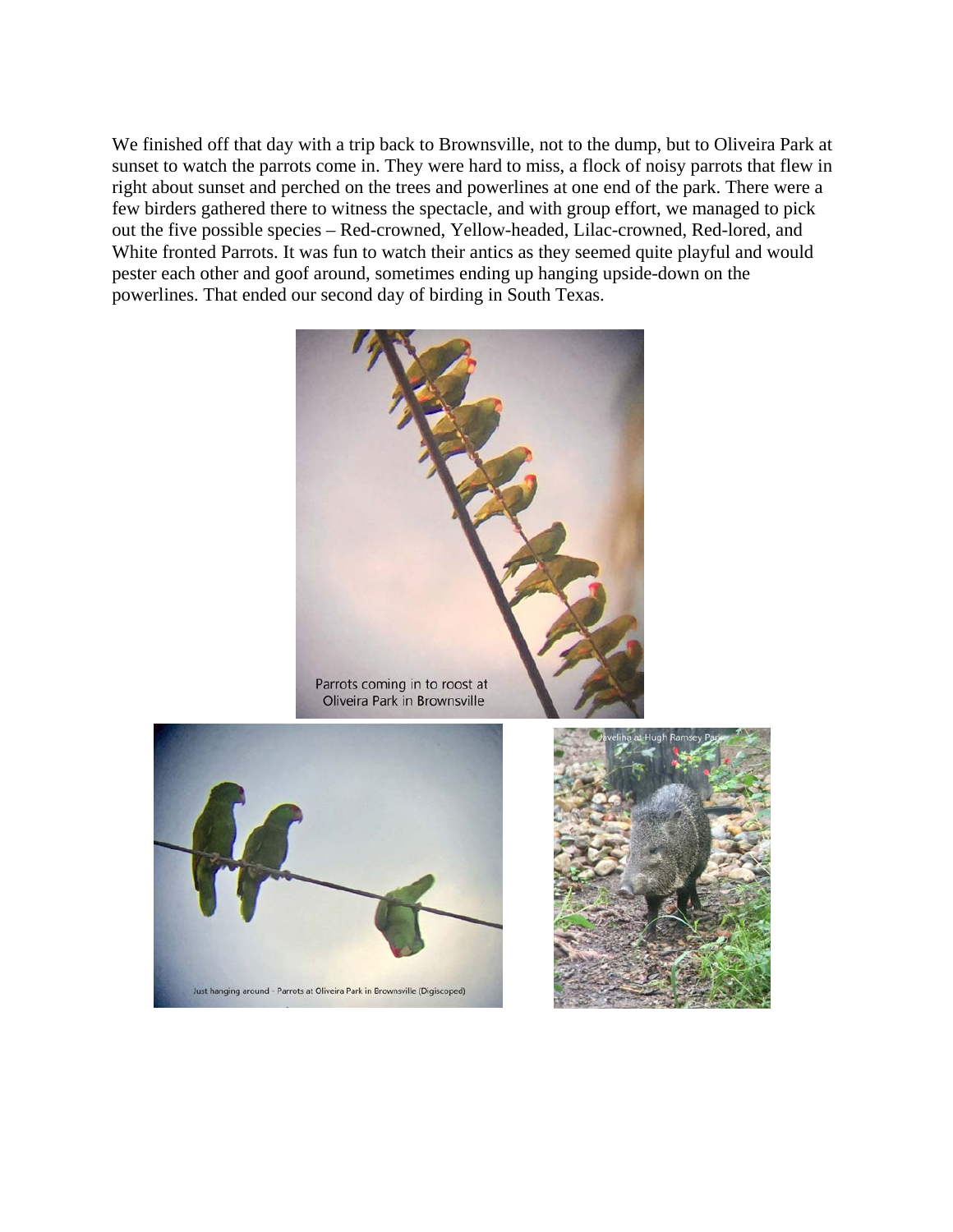We finished off that day with a trip back to Brownsville, not to the dump, but to Oliveira Park at sunset to watch the parrots come in. They were hard to miss, a flock of noisy parrots that flew in right about sunset and perched on the trees and powerlines at one end of the park. There were a few birders gathered there to witness the spectacle, and with group effort, we managed to pick out the five possible species – Red-crowned, Yellow-headed, Lilac-crowned, Red-lored, and White fronted Parrots. It was fun to watch their antics as they seemed quite playful and would pester each other and goof around, sometimes ending up hanging upside-down on the powerlines. That ended our second day of birding in South Texas.

Parrots coming in to roost at Oliveira Park in Brownsville

Just hanging around - Parrots at Oliveira Park in Brownsville (Digiscoped)

Javelina at Hugh Ramsey Park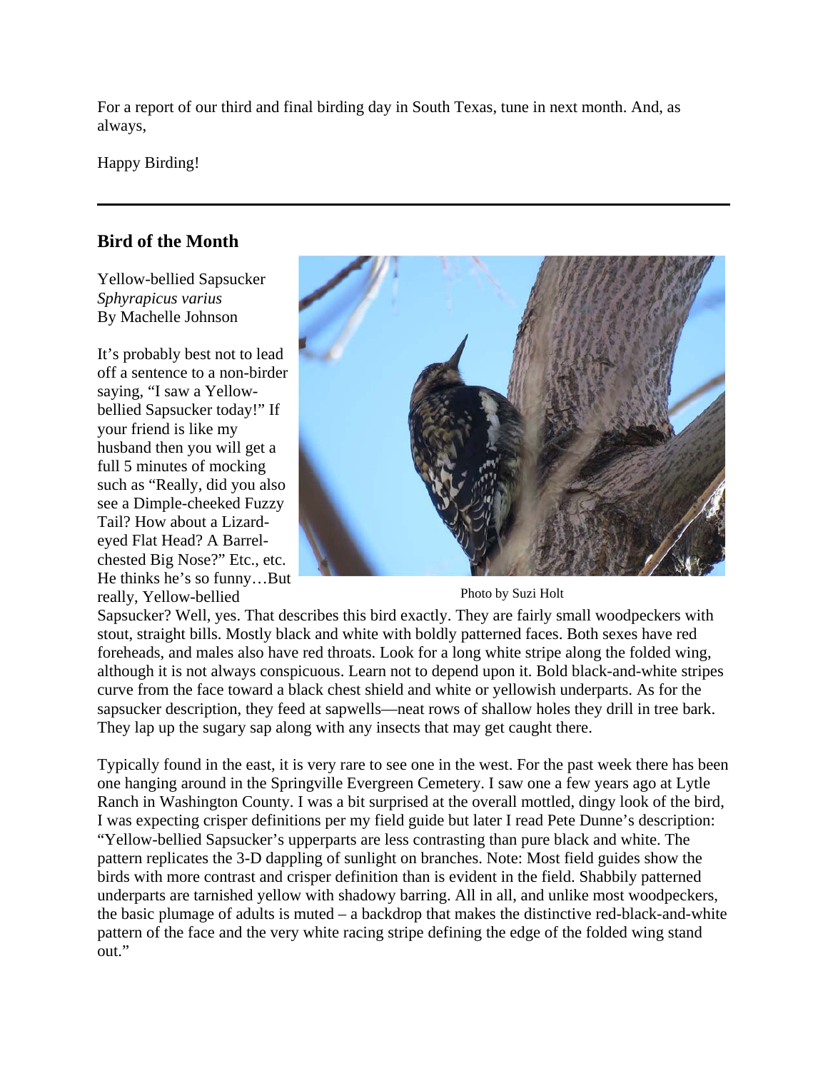For a report of our third and final birding day in South Texas, tune in next month. And, as always,

Happy Birding!

---

## Bird of the Month

Yellow-bellied Sapsucker
*Sphyrapicus varius*
By Machelle Johnson

Photo by Suzi Holt

It's probably best not to lead off a sentence to a non-birder saying, "I saw a Yellow-bellied Sapsucker today!" If your friend is like my husband then you will get a full 5 minutes of mocking such as "Really, did you also see a Dimple-cheeked Fuzzy Tail? How about a Lizard-eyed Flat Head? A Barrel-chested Big Nose?" Etc., etc. He thinks he's so funny…But really, Yellow-bellied Sapsucker? Well, yes. That describes this bird exactly. They are fairly small woodpeckers with stout, straight bills. Mostly black and white with boldly patterned faces. Both sexes have red foreheads, and males also have red throats. Look for a long white stripe along the folded wing, although it is not always conspicuous. Learn not to depend upon it. Bold black-and-white stripes curve from the face toward a black chest shield and white or yellowish underparts. As for the sapsucker description, they feed at sapwells—neat rows of shallow holes they drill in tree bark. They lap up the sugary sap along with any insects that may get caught there.

Typically found in the east, it is very rare to see one in the west. For the past week there has been one hanging around in the Springville Evergreen Cemetery. I saw one a few years ago at Lytle Ranch in Washington County. I was a bit surprised at the overall mottled, dingy look of the bird, I was expecting crisper definitions per my field guide but later I read Pete Dunne's description: "Yellow-bellied Sapsucker's upperparts are less contrasting than pure black and white. The pattern replicates the 3-D dappling of sunlight on branches. Note: Most field guides show the birds with more contrast and crisper definition than is evident in the field. Shabbily patterned underparts are tarnished yellow with shadowy barring. All in all, and unlike most woodpeckers, the basic plumage of adults is muted – a backdrop that makes the distinctive red-black-and-white pattern of the face and the very white racing stripe defining the edge of the folded wing stand out."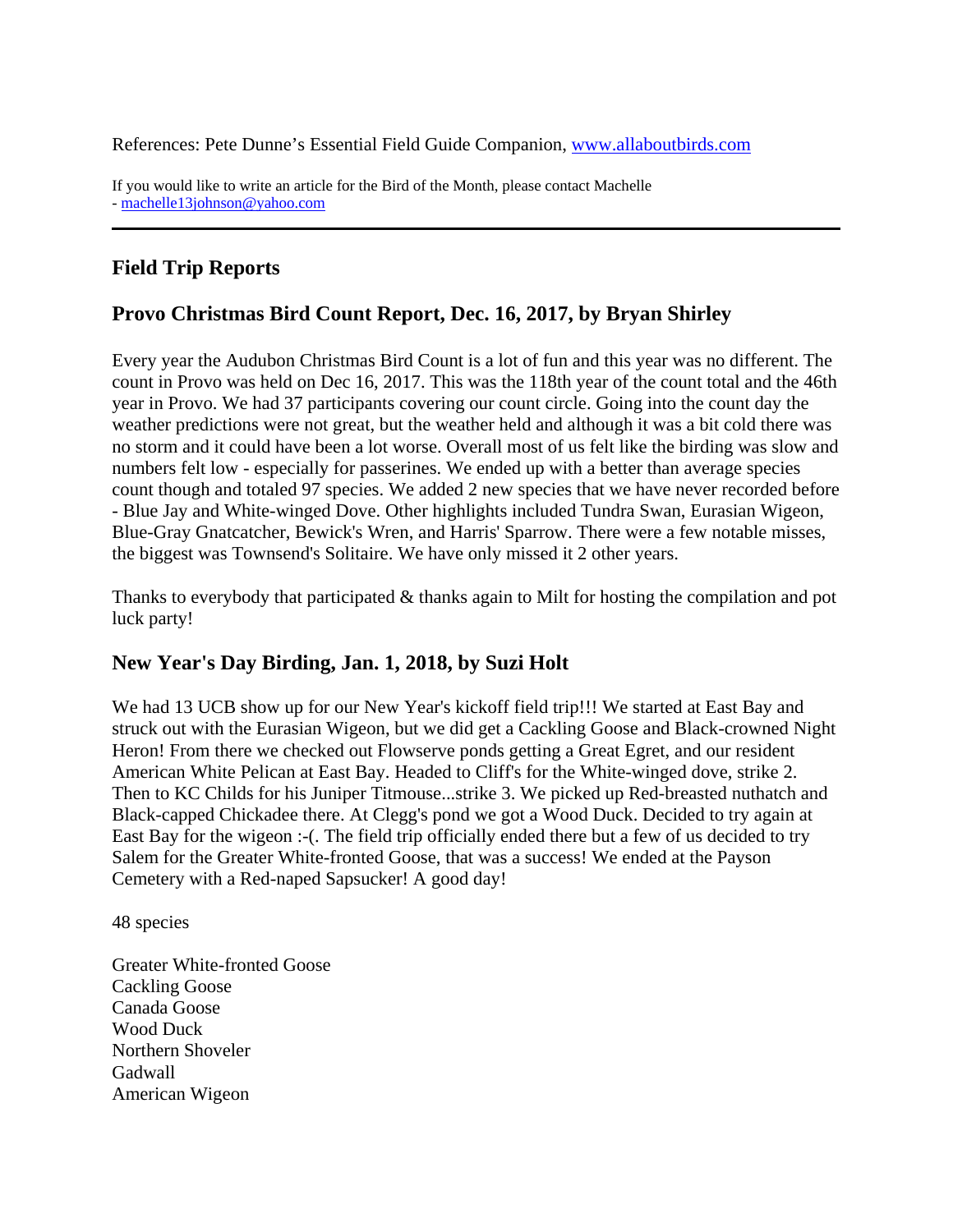References: Pete Dunne's Essential Field Guide Companion, [www.allaboutbirds.com](http://www.allaboutbirds.com)

If you would like to write an article for the Bird of the Month, please contact Machelle - [machelle13johnson@yahoo.com](mailto:machelle13johnson@yahoo.com)

---

## Field Trip Reports

## Provo Christmas Bird Count Report, Dec. 16, 2017, by Bryan Shirley

Every year the Audubon Christmas Bird Count is a lot of fun and this year was no different. The count in Provo was held on Dec 16, 2017. This was the 118th year of the count total and the 46th year in Provo. We had 37 participants covering our count circle. Going into the count day the weather predictions were not great, but the weather held and although it was a bit cold there was no storm and it could have been a lot worse. Overall most of us felt like the birding was slow and numbers felt low - especially for passerines. We ended up with a better than average species count though and totaled 97 species. We added 2 new species that we have never recorded before - Blue Jay and White-winged Dove. Other highlights included Tundra Swan, Eurasian Wigeon, Blue-Gray Gnatcatcher, Bewick's Wren, and Harris' Sparrow. There were a few notable misses, the biggest was Townsend's Solitaire. We have only missed it 2 other years.

Thanks to everybody that participated & thanks again to Milt for hosting the compilation and pot luck party!

## New Year's Day Birding, Jan. 1, 2018, by Suzi Holt

We had 13 UCB show up for our New Year's kickoff field trip!!! We started at East Bay and struck out with the Eurasian Wigeon, but we did get a Cackling Goose and Black-crowned Night Heron! From there we checked out Flowserve ponds getting a Great Egret, and our resident American White Pelican at East Bay. Headed to Cliff's for the White-winged dove, strike 2. Then to KC Childs for his Juniper Titmouse...strike 3. We picked up Red-breasted nuthatch and Black-capped Chickadee there. At Clegg's pond we got a Wood Duck. Decided to try again at East Bay for the wigeon :-(. The field trip officially ended there but a few of us decided to try Salem for the Greater White-fronted Goose, that was a success! We ended at the Payson Cemetery with a Red-naped Sapsucker! A good day!

48 species

Greater White-fronted Goose
Cackling Goose
Canada Goose
Wood Duck
Northern Shoveler
Gadwall
American Wigeon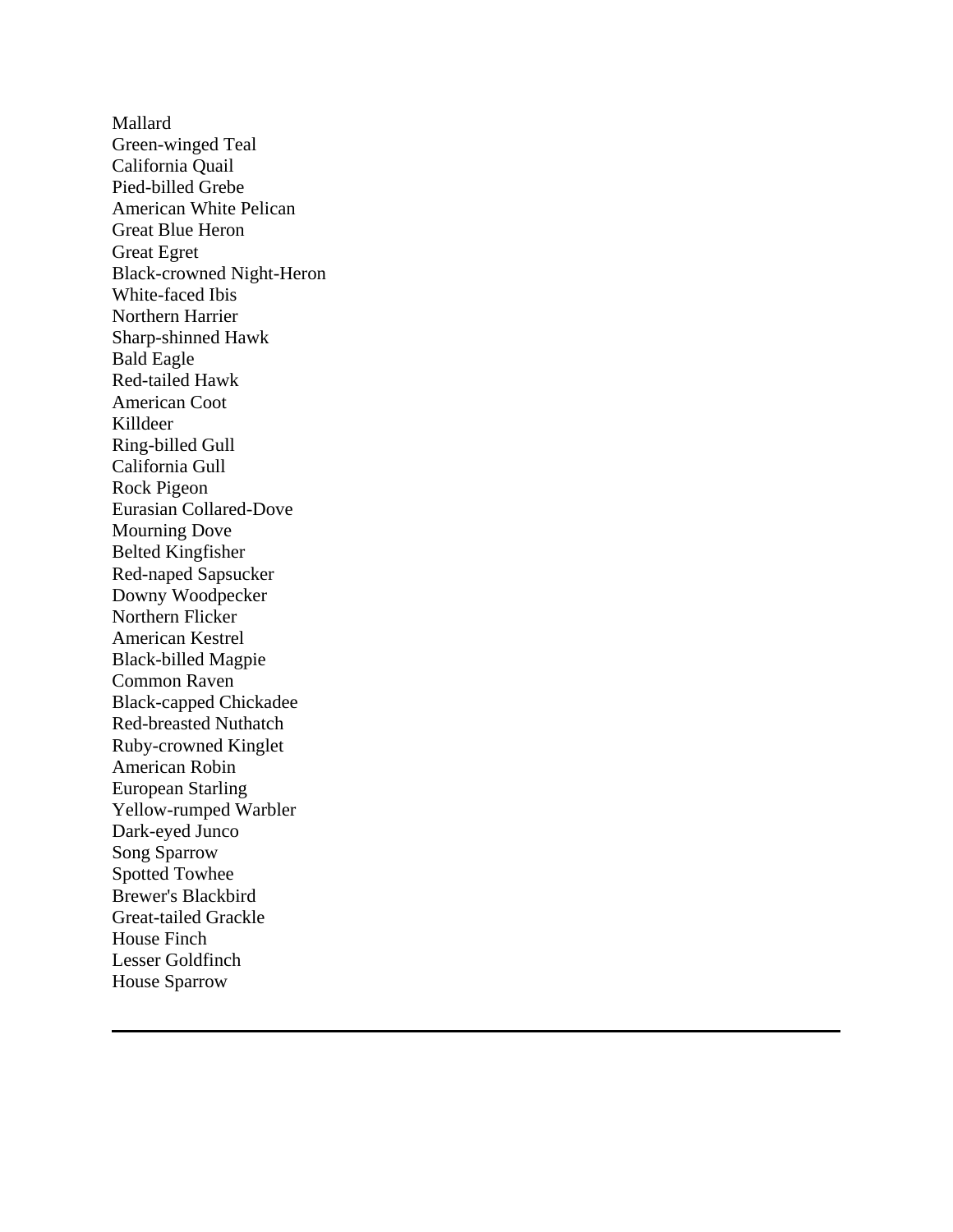Mallard
Green-winged Teal
California Quail
Pied-billed Grebe
American White Pelican
Great Blue Heron
Great Egret
Black-crowned Night-Heron
White-faced Ibis
Northern Harrier
Sharp-shinned Hawk
Bald Eagle
Red-tailed Hawk
American Coot
Killdeer
Ring-billed Gull
California Gull
Rock Pigeon
Eurasian Collared-Dove
Mourning Dove
Belted Kingfisher
Red-naped Sapsucker
Downy Woodpecker
Northern Flicker
American Kestrel
Black-billed Magpie
Common Raven
Black-capped Chickadee
Red-breasted Nuthatch
Ruby-crowned Kinglet
American Robin
European Starling
Yellow-rumped Warbler
Dark-eyed Junco
Song Sparrow
Spotted Towhee
Brewer's Blackbird
Great-tailed Grackle
House Finch
Lesser Goldfinch
House Sparrow

---